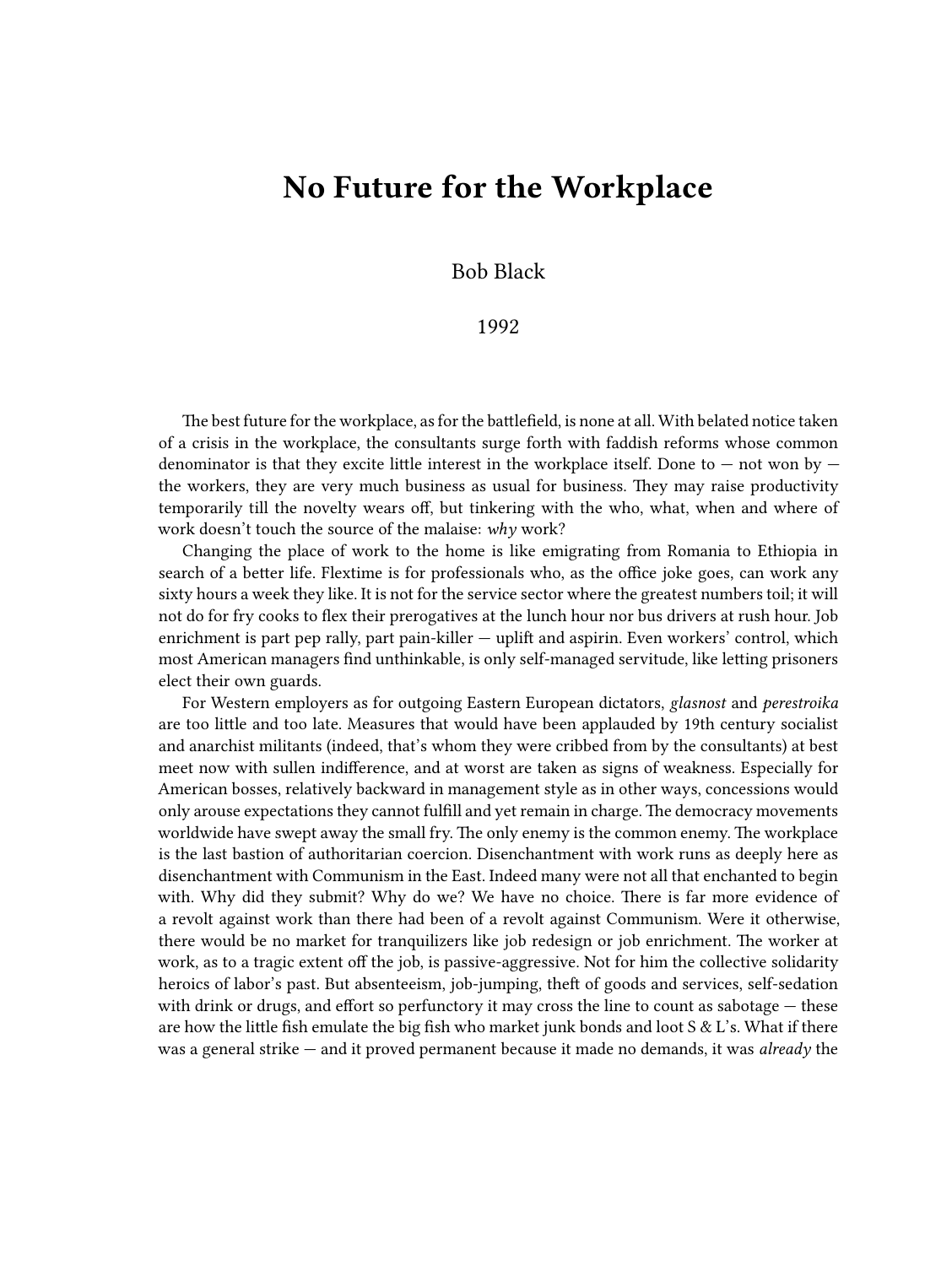# No Future for the Workplace

Bob Black

1992

The best future for the workplace, as for the battlefield, is none at all. With belated notice taken of a crisis in the workplace, the consultants surge forth with faddish reforms whose common denominator is that they excite little interest in the workplace itself. Done to — not won by — the workers, they are very much business as usual for business. They may raise productivity temporarily till the novelty wears off, but tinkering with the who, what, when and where of work doesn't touch the source of the malaise: *why* work?

Changing the place of work to the home is like emigrating from Romania to Ethiopia in search of a better life. Flextime is for professionals who, as the office joke goes, can work any sixty hours a week they like. It is not for the service sector where the greatest numbers toil; it will not do for fry cooks to flex their prerogatives at the lunch hour nor bus drivers at rush hour. Job enrichment is part pep rally, part pain-killer — uplift and aspirin. Even workers' control, which most American managers find unthinkable, is only self-managed servitude, like letting prisoners elect their own guards.

For Western employers as for outgoing Eastern European dictators, *glasnost* and *perestroika* are too little and too late. Measures that would have been applauded by 19th century socialist and anarchist militants (indeed, that's whom they were cribbed from by the consultants) at best meet now with sullen indifference, and at worst are taken as signs of weakness. Especially for American bosses, relatively backward in management style as in other ways, concessions would only arouse expectations they cannot fulfill and yet remain in charge. The democracy movements worldwide have swept away the small fry. The only enemy is the common enemy. The workplace is the last bastion of authoritarian coercion. Disenchantment with work runs as deeply here as disenchantment with Communism in the East. Indeed many were not all that enchanted to begin with. Why did they submit? Why do we? We have no choice. There is far more evidence of a revolt against work than there had been of a revolt against Communism. Were it otherwise, there would be no market for tranquilizers like job redesign or job enrichment. The worker at work, as to a tragic extent off the job, is passive-aggressive. Not for him the collective solidarity heroics of labor's past. But absenteeism, job-jumping, theft of goods and services, self-sedation with drink or drugs, and effort so perfunctory it may cross the line to count as sabotage — these are how the little fish emulate the big fish who market junk bonds and loot S & L's. What if there was a general strike — and it proved permanent because it made no demands, it was *already* the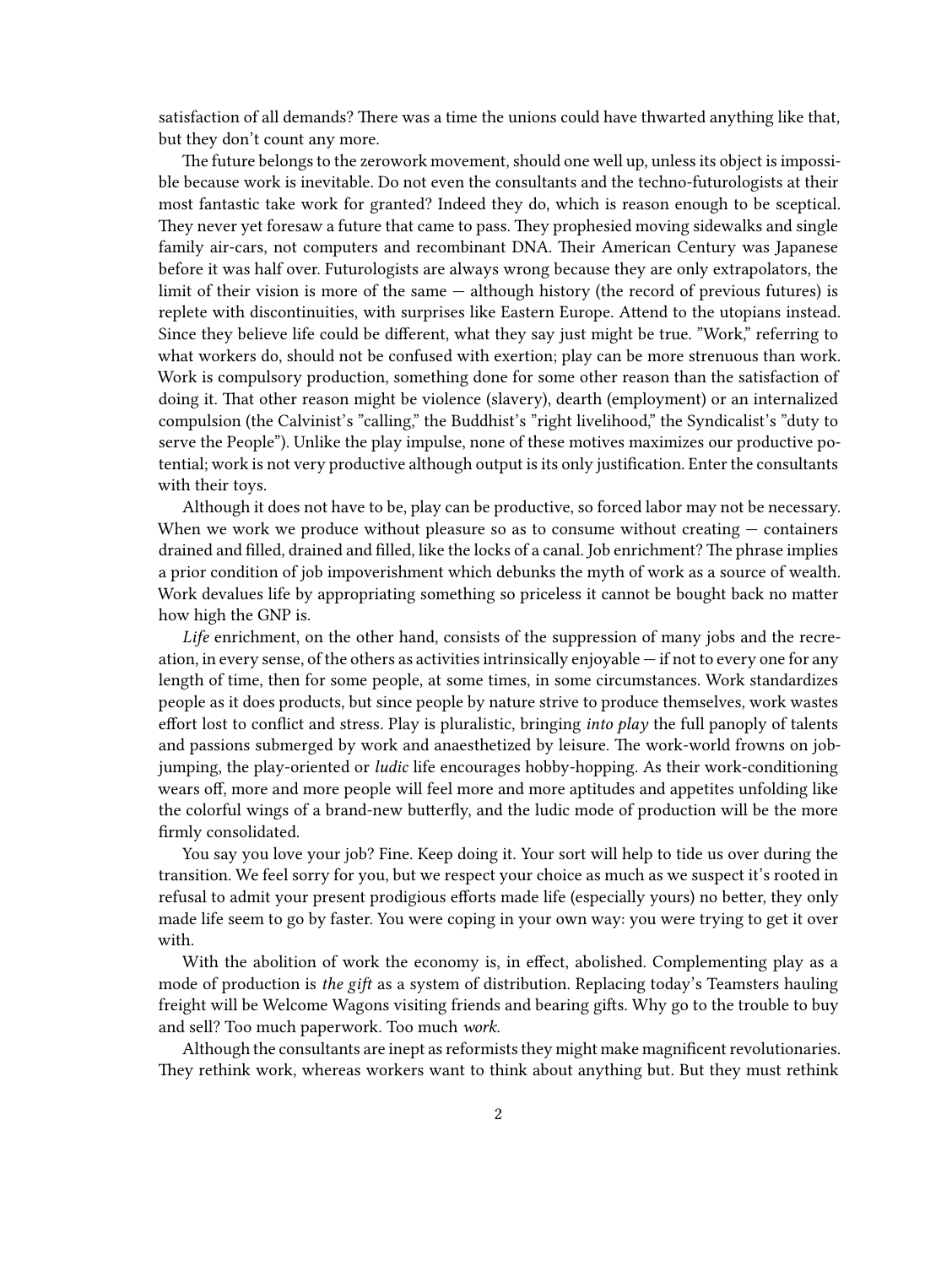satisfaction of all demands? There was a time the unions could have thwarted anything like that, but they don't count any more.

The future belongs to the zerowork movement, should one well up, unless its object is impossible because work is inevitable. Do not even the consultants and the techno-futurologists at their most fantastic take work for granted? Indeed they do, which is reason enough to be sceptical. They never yet foresaw a future that came to pass. They prophesied moving sidewalks and single family air-cars, not computers and recombinant DNA. Their American Century was Japanese before it was half over. Futurologists are always wrong because they are only extrapolators, the limit of their vision is more of the same — although history (the record of previous futures) is replete with discontinuities, with surprises like Eastern Europe. Attend to the utopians instead. Since they believe life could be different, what they say just might be true. "Work," referring to what workers do, should not be confused with exertion; play can be more strenuous than work. Work is compulsory production, something done for some other reason than the satisfaction of doing it. That other reason might be violence (slavery), dearth (employment) or an internalized compulsion (the Calvinist's "calling," the Buddhist's "right livelihood," the Syndicalist's "duty to serve the People"). Unlike the play impulse, none of these motives maximizes our productive potential; work is not very productive although output is its only justification. Enter the consultants with their toys.

Although it does not have to be, play can be productive, so forced labor may not be necessary. When we work we produce without pleasure so as to consume without creating — containers drained and filled, drained and filled, like the locks of a canal. Job enrichment? The phrase implies a prior condition of job impoverishment which debunks the myth of work as a source of wealth. Work devalues life by appropriating something so priceless it cannot be bought back no matter how high the GNP is.

*Life* enrichment, on the other hand, consists of the suppression of many jobs and the recreation, in every sense, of the others as activities intrinsically enjoyable — if not to every one for any length of time, then for some people, at some times, in some circumstances. Work standardizes people as it does products, but since people by nature strive to produce themselves, work wastes effort lost to conflict and stress. Play is pluralistic, bringing *into play* the full panoply of talents and passions submerged by work and anaesthetized by leisure. The work-world frowns on job-jumping, the play-oriented or *ludic* life encourages hobby-hopping. As their work-conditioning wears off, more and more people will feel more and more aptitudes and appetites unfolding like the colorful wings of a brand-new butterfly, and the ludic mode of production will be the more firmly consolidated.

You say you love your job? Fine. Keep doing it. Your sort will help to tide us over during the transition. We feel sorry for you, but we respect your choice as much as we suspect it's rooted in refusal to admit your present prodigious efforts made life (especially yours) no better, they only made life seem to go by faster. You were coping in your own way: you were trying to get it over with.

With the abolition of work the economy is, in effect, abolished. Complementing play as a mode of production is *the gift* as a system of distribution. Replacing today's Teamsters hauling freight will be Welcome Wagons visiting friends and bearing gifts. Why go to the trouble to buy and sell? Too much paperwork. Too much *work*.

Although the consultants are inept as reformists they might make magnificent revolutionaries. They rethink work, whereas workers want to think about anything but. But they must rethink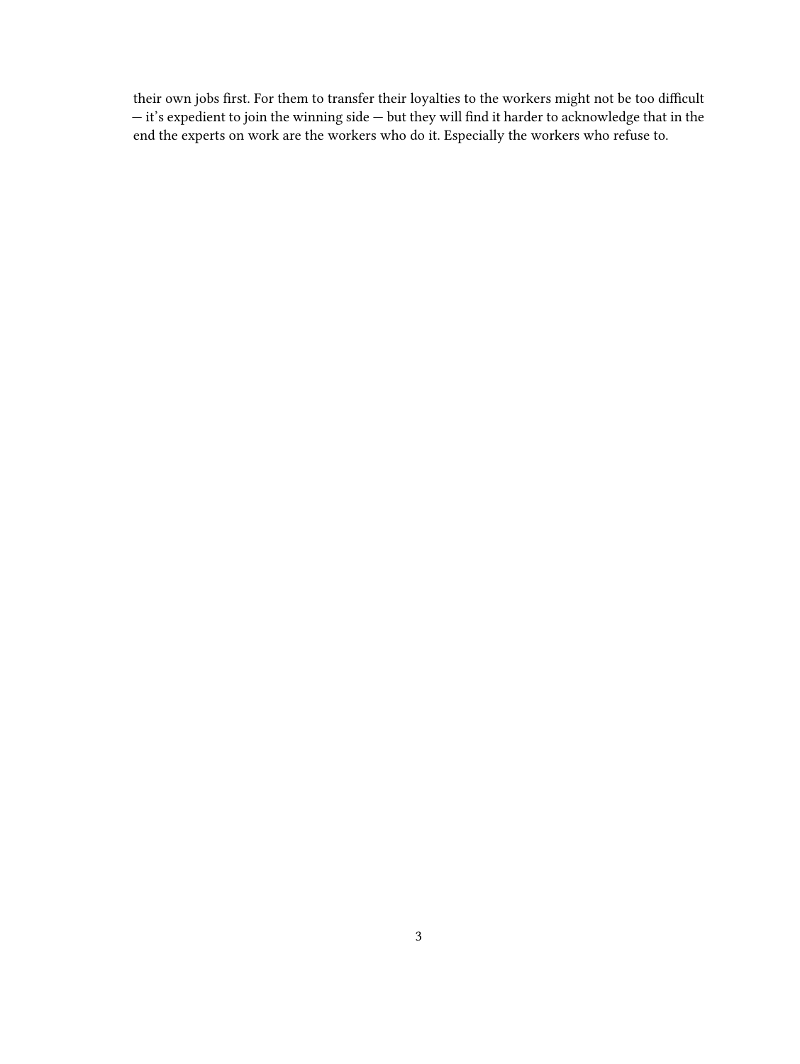their own jobs first. For them to transfer their loyalties to the workers might not be too difficult — it's expedient to join the winning side — but they will find it harder to acknowledge that in the end the experts on work are the workers who do it. Especially the workers who refuse to.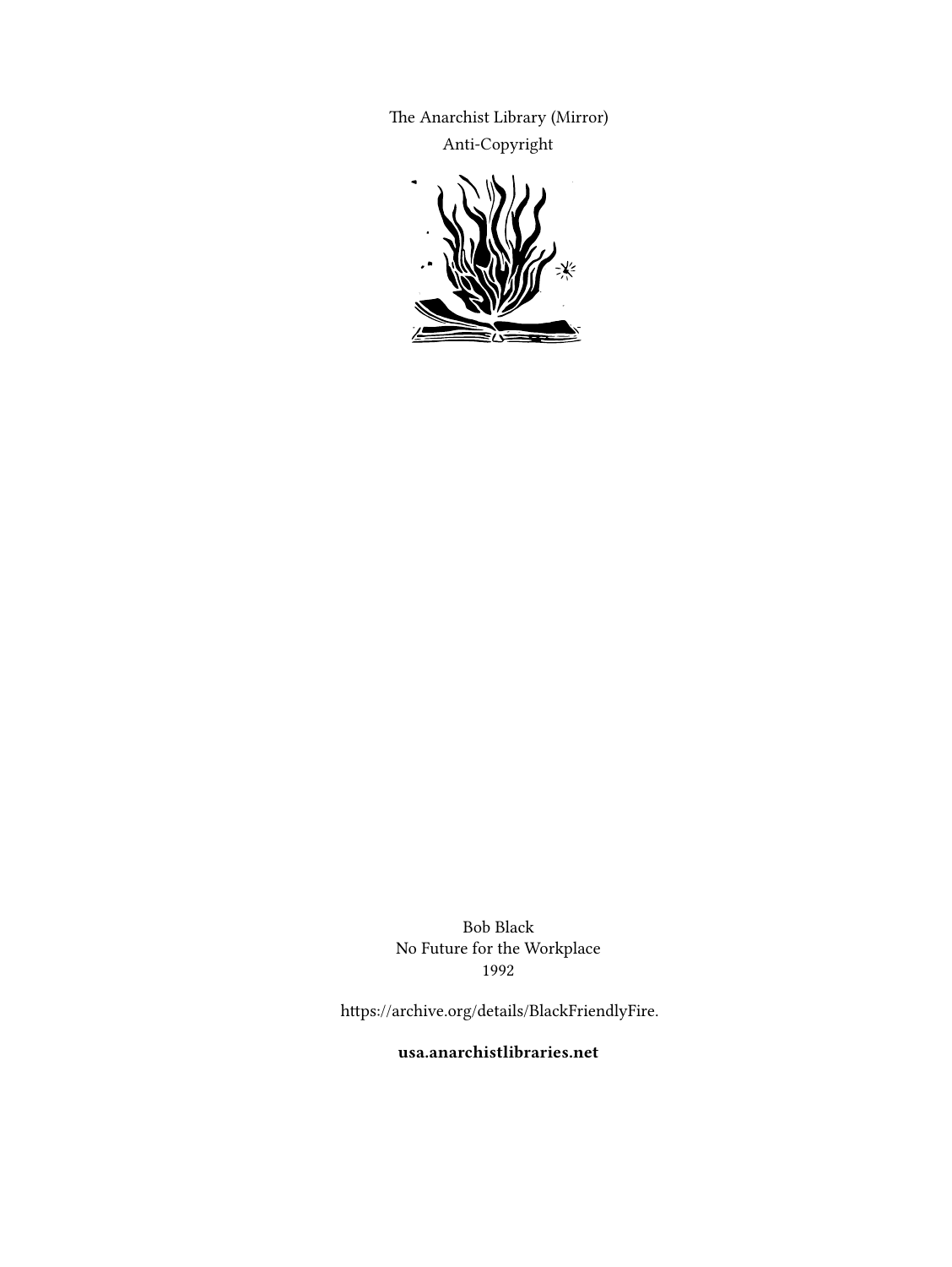The Anarchist Library (Mirror)
Anti-Copyright

Bob Black
No Future for the Workplace
1992

https://archive.org/details/BlackFriendlyFire.

**usa.anarchistlibraries.net**